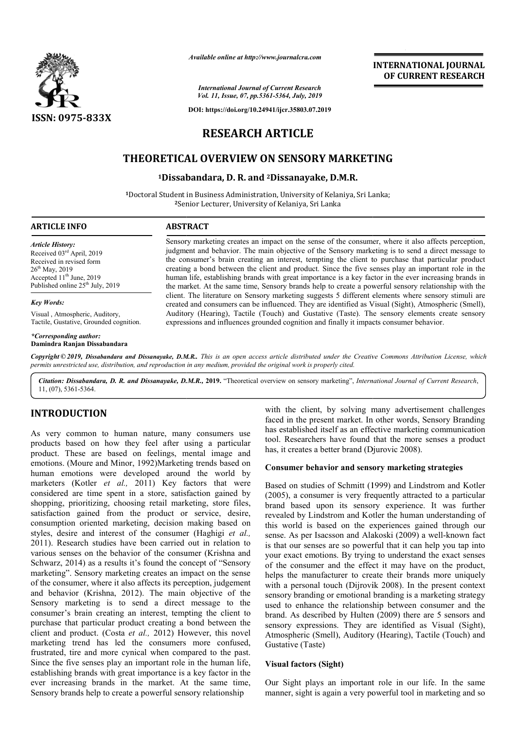# RESEARCH ARTICLE

# THEORETICAL OVERVIEW ON SENSORY MARKETING

**[1]Dissabandara, D. R. and [2]Dissanayake, D.M.R.**

[1]Doctoral Student in Business Administration, University of Kelaniya, Sri Lanka;
[2]Senior Lecturer, University of Kelaniya, Sri Lanka

## ARTICLE INFO

*Article History:*
Received 03[rd] April, 2019
Received in revised form
26[th] May, 2019
Accepted 11[th] June, 2019
Published online 25[th] July, 2019

*Key Words:*
Visual , Atmospheric, Auditory, Tactile, Gustative, Grounded cognition.

*\*Corresponding author:*
**Damindra Ranjan Dissabandara**

## ABSTRACT

Sensory marketing creates an impact on the sense of the consumer, where it also affects perception, judgment and behavior. The main objective of the Sensory marketing is to send a direct message to the consumer's brain creating an interest, tempting the client to purchase that particular product creating a bond between the client and product. Since the five senses play an important role in the human life, establishing brands with great importance is a key factor in the ever increasing brands in the market. At the same time, Sensory brands help to create a powerful sensory relationship with the client. The literature on Sensory marketing suggests 5 different elements where sensory stimuli are created and consumers can be influenced. They are identified as Visual (Sight), Atmospheric (Smell), Auditory (Hearing), Tactile (Touch) and Gustative (Taste). The sensory elements create sensory expressions and influences grounded cognition and finally it impacts consumer behavior.

*Copyright © 2019, Dissabandara and Dissanayake, D.M.R.. This is an open access article distributed under the Creative Commons Attribution License, which permits unrestricted use, distribution, and reproduction in any medium, provided the original work is properly cited.*

*Citation: Dissabandara, D. R. and Dissanayake, D.M.R.,* **2019.** "Theoretical overview on sensory marketing", *International Journal of Current Research*, 11, (07), 5361-5364.

## INTRODUCTION

As very common to human nature, many consumers use products based on how they feel after using a particular product. These are based on feelings, mental image and emotions. (Moure and Minor, 1992)Marketing trends based on human emotions were developed around the world by marketers (Kotler *et al.,* 2011) Key factors that were considered are time spent in a store, satisfaction gained by shopping, prioritizing, choosing retail marketing, store files, satisfaction gained from the product or service, desire, consumption oriented marketing, decision making based on styles, desire and interest of the consumer (Haghigi *et al.,* 2011). Research studies have been carried out in relation to various senses on the behavior of the consumer (Krishna and Schwarz, 2014) as a results it's found the concept of "Sensory marketing". Sensory marketing creates an impact on the sense of the consumer, where it also affects its perception, judgement and behavior (Krishna, 2012). The main objective of the Sensory marketing is to send a direct message to the consumer's brain creating an interest, tempting the client to purchase that particular product creating a bond between the client and product. (Costa *et al.,* 2012) However, this novel marketing trend has led the consumers more confused, frustrated, tire and more cynical when compared to the past. Since the five senses play an important role in the human life, establishing brands with great importance is a key factor in the ever increasing brands in the market. At the same time, Sensory brands help to create a powerful sensory relationship with the client, by solving many advertisement challenges faced in the present market. In other words, Sensory Branding has established itself as an effective marketing communication tool. Researchers have found that the more senses a product has, it creates a better brand (Djurovic 2008).

### Consumer behavior and sensory marketing strategies

Based on studies of Schmitt (1999) and Lindstrom and Kotler (2005), a consumer is very frequently attracted to a particular brand based upon its sensory experience. It was further revealed by Lindstrom and Kotler the human understanding of this world is based on the experiences gained through our sense. As per Isacsson and Alakoski (2009) a well-known fact is that our senses are so powerful that it can help you tap into your exact emotions. By trying to understand the exact senses of the consumer and the effect it may have on the product, helps the manufacturer to create their brands more uniquely with a personal touch (Dijrovik 2008). In the present context sensory branding or emotional branding is a marketing strategy used to enhance the relationship between consumer and the brand. As described by Hulten (2009) there are 5 sensors and sensory expressions. They are identified as Visual (Sight), Atmospheric (Smell), Auditory (Hearing), Tactile (Touch) and Gustative (Taste)

### Visual factors (Sight)

Our Sight plays an important role in our life. In the same manner, sight is again a very powerful tool in marketing and so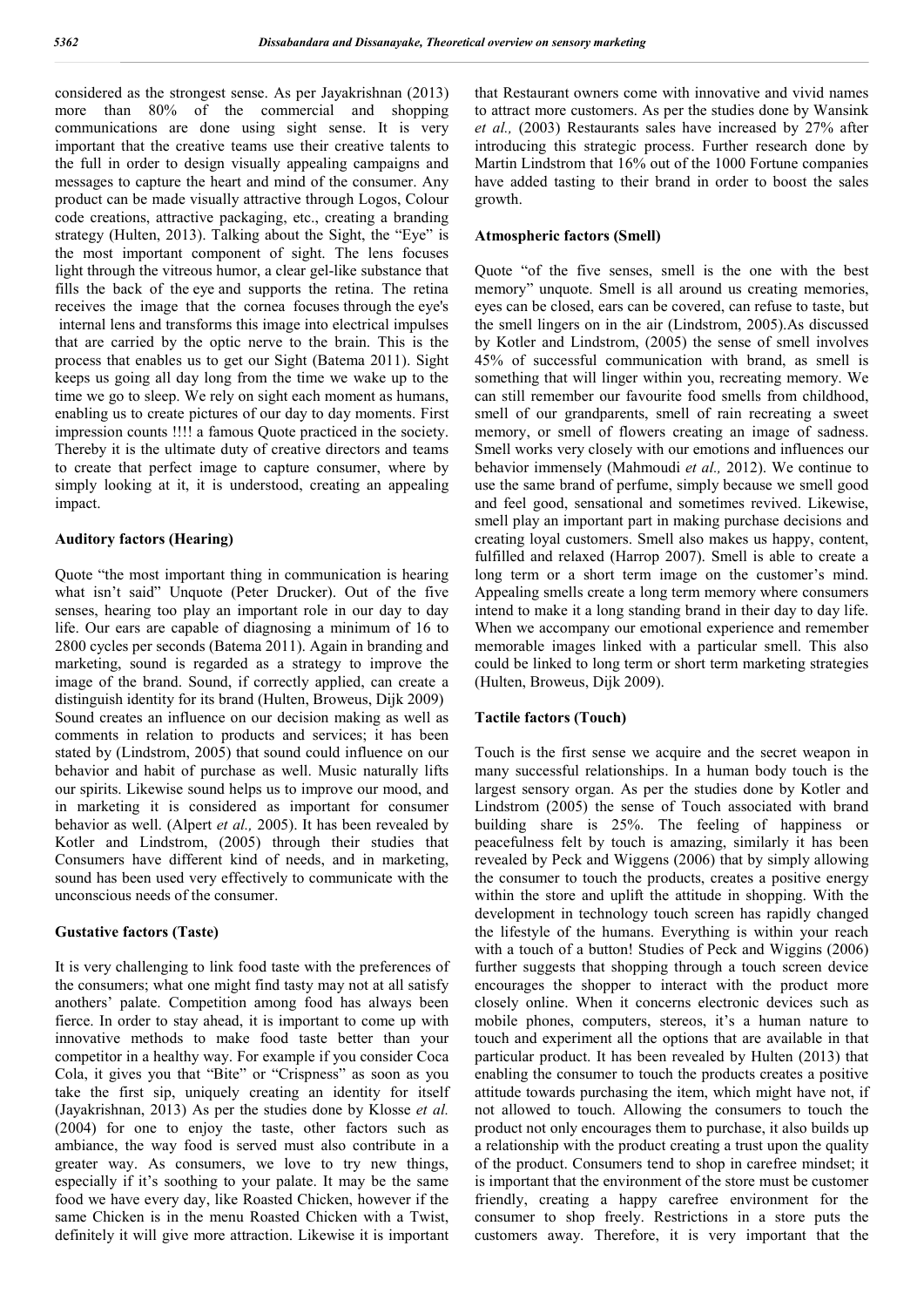considered as the strongest sense. As per Jayakrishnan (2013) more than 80% of the commercial and shopping communications are done using sight sense. It is very important that the creative teams use their creative talents to the full in order to design visually appealing campaigns and messages to capture the heart and mind of the consumer. Any product can be made visually attractive through Logos, Colour code creations, attractive packaging, etc., creating a branding strategy (Hulten, 2013). Talking about the Sight, the "Eye" is the most important component of sight. The lens focuses light through the vitreous humor, a clear gel-like substance that fills the back of the eye and supports the retina. The retina receives the image that the cornea focuses through the eye's internal lens and transforms this image into electrical impulses that are carried by the optic nerve to the brain. This is the process that enables us to get our Sight (Batema 2011). Sight keeps us going all day long from the time we wake up to the time we go to sleep. We rely on sight each moment as humans, enabling us to create pictures of our day to day moments. First impression counts !!!! a famous Quote practiced in the society. Thereby it is the ultimate duty of creative directors and teams to create that perfect image to capture consumer, where by simply looking at it, it is understood, creating an appealing impact.

**Auditory factors (Hearing)**

Quote "the most important thing in communication is hearing what isn't said" Unquote (Peter Drucker). Out of the five senses, hearing too play an important role in our day to day life. Our ears are capable of diagnosing a minimum of 16 to 2800 cycles per seconds (Batema 2011). Again in branding and marketing, sound is regarded as a strategy to improve the image of the brand. Sound, if correctly applied, can create a distinguish identity for its brand (Hulten, Broweus, Dijk 2009) Sound creates an influence on our decision making as well as comments in relation to products and services; it has been stated by (Lindstrom, 2005) that sound could influence on our behavior and habit of purchase as well. Music naturally lifts our spirits. Likewise sound helps us to improve our mood, and in marketing it is considered as important for consumer behavior as well. (Alpert *et al.,* 2005). It has been revealed by Kotler and Lindstrom, (2005) through their studies that Consumers have different kind of needs, and in marketing, sound has been used very effectively to communicate with the unconscious needs of the consumer.

**Gustative factors (Taste)**

It is very challenging to link food taste with the preferences of the consumers; what one might find tasty may not at all satisfy anothers' palate. Competition among food has always been fierce. In order to stay ahead, it is important to come up with innovative methods to make food taste better than your competitor in a healthy way. For example if you consider Coca Cola, it gives you that "Bite" or "Crispness" as soon as you take the first sip, uniquely creating an identity for itself (Jayakrishnan, 2013) As per the studies done by Klosse *et al.* (2004) for one to enjoy the taste, other factors such as ambiance, the way food is served must also contribute in a greater way. As consumers, we love to try new things, especially if it's soothing to your palate. It may be the same food we have every day, like Roasted Chicken, however if the same Chicken is in the menu Roasted Chicken with a Twist, definitely it will give more attraction. Likewise it is important that Restaurant owners come with innovative and vivid names to attract more customers. As per the studies done by Wansink *et al.,* (2003) Restaurants sales have increased by 27% after introducing this strategic process. Further research done by Martin Lindstrom that 16% out of the 1000 Fortune companies have added tasting to their brand in order to boost the sales growth.

**Atmospheric factors (Smell)**

Quote "of the five senses, smell is the one with the best memory" unquote. Smell is all around us creating memories, eyes can be closed, ears can be covered, can refuse to taste, but the smell lingers on in the air (Lindstrom, 2005).As discussed by Kotler and Lindstrom, (2005) the sense of smell involves 45% of successful communication with brand, as smell is something that will linger within you, recreating memory. We can still remember our favourite food smells from childhood, smell of our grandparents, smell of rain recreating a sweet memory, or smell of flowers creating an image of sadness. Smell works very closely with our emotions and influences our behavior immensely (Mahmoudi *et al.,* 2012). We continue to use the same brand of perfume, simply because we smell good and feel good, sensational and sometimes revived. Likewise, smell play an important part in making purchase decisions and creating loyal customers. Smell also makes us happy, content, fulfilled and relaxed (Harrop 2007). Smell is able to create a long term or a short term image on the customer's mind. Appealing smells create a long term memory where consumers intend to make it a long standing brand in their day to day life. When we accompany our emotional experience and remember memorable images linked with a particular smell. This also could be linked to long term or short term marketing strategies (Hulten, Broweus, Dijk 2009).

**Tactile factors (Touch)**

Touch is the first sense we acquire and the secret weapon in many successful relationships. In a human body touch is the largest sensory organ. As per the studies done by Kotler and Lindstrom (2005) the sense of Touch associated with brand building share is 25%. The feeling of happiness or peacefulness felt by touch is amazing, similarly it has been revealed by Peck and Wiggens (2006) that by simply allowing the consumer to touch the products, creates a positive energy within the store and uplift the attitude in shopping. With the development in technology touch screen has rapidly changed the lifestyle of the humans. Everything is within your reach with a touch of a button! Studies of Peck and Wiggins (2006) further suggests that shopping through a touch screen device encourages the shopper to interact with the product more closely online. When it concerns electronic devices such as mobile phones, computers, stereos, it's a human nature to touch and experiment all the options that are available in that particular product. It has been revealed by Hulten (2013) that enabling the consumer to touch the products creates a positive attitude towards purchasing the item, which might have not, if not allowed to touch. Allowing the consumers to touch the product not only encourages them to purchase, it also builds up a relationship with the product creating a trust upon the quality of the product. Consumers tend to shop in carefree mindset; it is important that the environment of the store must be customer friendly, creating a happy carefree environment for the consumer to shop freely. Restrictions in a store puts the customers away. Therefore, it is very important that the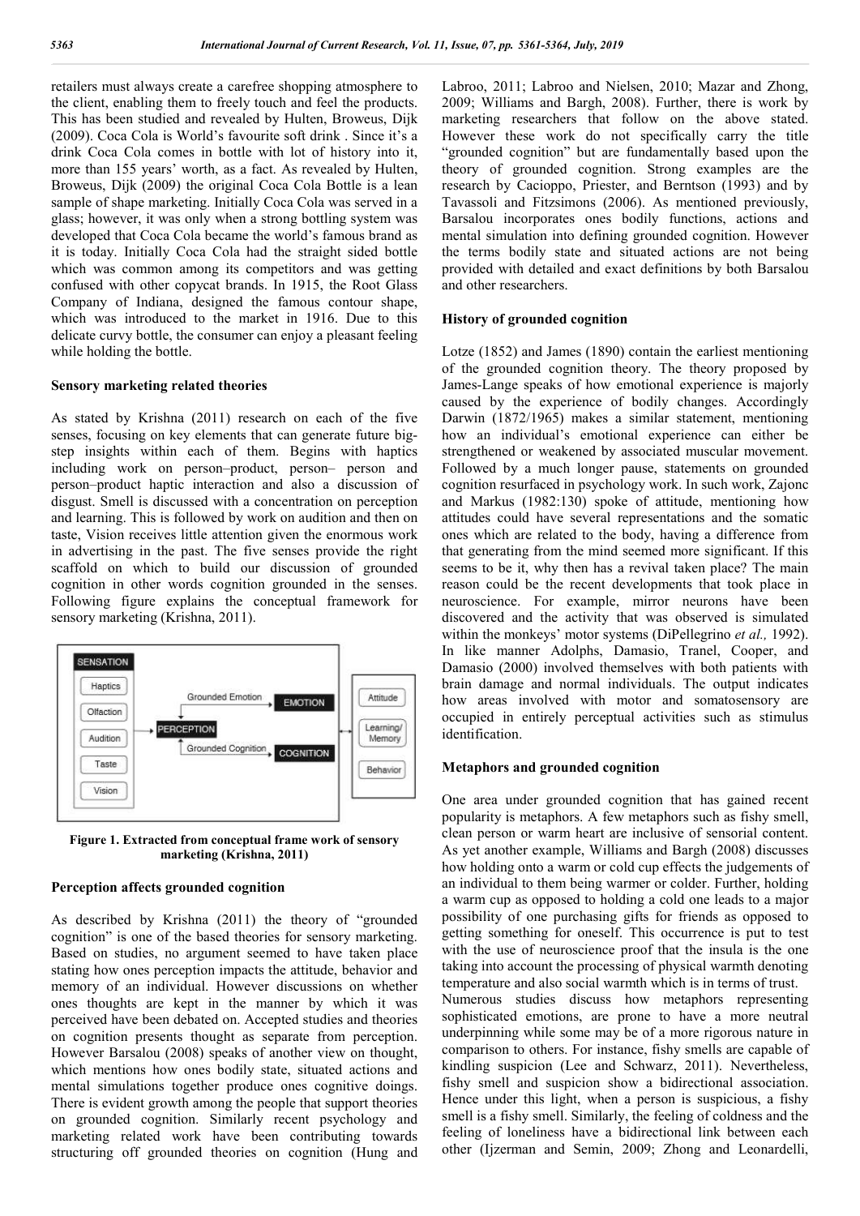retailers must always create a carefree shopping atmosphere to the client, enabling them to freely touch and feel the products. This has been studied and revealed by Hulten, Broweus, Dijk (2009). Coca Cola is World's favourite soft drink . Since it's a drink Coca Cola comes in bottle with lot of history into it, more than 155 years' worth, as a fact. As revealed by Hulten, Broweus, Dijk (2009) the original Coca Cola Bottle is a lean sample of shape marketing. Initially Coca Cola was served in a glass; however, it was only when a strong bottling system was developed that Coca Cola became the world's famous brand as it is today. Initially Coca Cola had the straight sided bottle which was common among its competitors and was getting confused with other copycat brands. In 1915, the Root Glass Company of Indiana, designed the famous contour shape, which was introduced to the market in 1916. Due to this delicate curvy bottle, the consumer can enjoy a pleasant feeling while holding the bottle.

### Sensory marketing related theories

As stated by Krishna (2011) research on each of the five senses, focusing on key elements that can generate future big-step insights within each of them. Begins with haptics including work on person–product, person– person and person–product haptic interaction and also a discussion of disgust. Smell is discussed with a concentration on perception and learning. This is followed by work on audition and then on taste, Vision receives little attention given the enormous work in advertising in the past. The five senses provide the right scaffold on which to build our discussion of grounded cognition in other words cognition grounded in the senses. Following figure explains the conceptual framework for sensory marketing (Krishna, 2011).

**Figure 1. Extracted from conceptual frame work of sensory marketing (Krishna, 2011)**

### Perception affects grounded cognition

As described by Krishna (2011) the theory of "grounded cognition" is one of the based theories for sensory marketing. Based on studies, no argument seemed to have taken place stating how ones perception impacts the attitude, behavior and memory of an individual. However discussions on whether ones thoughts are kept in the manner by which it was perceived have been debated on. Accepted studies and theories on cognition presents thought as separate from perception. However Barsalou (2008) speaks of another view on thought, which mentions how ones bodily state, situated actions and mental simulations together produce ones cognitive doings. There is evident growth among the people that support theories on grounded cognition. Similarly recent psychology and marketing related work have been contributing towards structuring off grounded theories on cognition (Hung and Labroo, 2011; Labroo and Nielsen, 2010; Mazar and Zhong, 2009; Williams and Bargh, 2008). Further, there is work by marketing researchers that follow on the above stated. However these work do not specifically carry the title "grounded cognition" but are fundamentally based upon the theory of grounded cognition. Strong examples are the research by Cacioppo, Priester, and Berntson (1993) and by Tavassoli and Fitzsimons (2006). As mentioned previously, Barsalou incorporates ones bodily functions, actions and mental simulation into defining grounded cognition. However the terms bodily state and situated actions are not being provided with detailed and exact definitions by both Barsalou and other researchers.

### History of grounded cognition

Lotze (1852) and James (1890) contain the earliest mentioning of the grounded cognition theory. The theory proposed by James-Lange speaks of how emotional experience is majorly caused by the experience of bodily changes. Accordingly Darwin (1872/1965) makes a similar statement, mentioning how an individual's emotional experience can either be strengthened or weakened by associated muscular movement. Followed by a much longer pause, statements on grounded cognition resurfaced in psychology work. In such work, Zajonc and Markus (1982:130) spoke of attitude, mentioning how attitudes could have several representations and the somatic ones which are related to the body, having a difference from that generating from the mind seemed more significant. If this seems to be it, why then has a revival taken place? The main reason could be the recent developments that took place in neuroscience. For example, mirror neurons have been discovered and the activity that was observed is simulated within the monkeys' motor systems (DiPellegrino *et al.,* 1992). In like manner Adolphs, Damasio, Tranel, Cooper, and Damasio (2000) involved themselves with both patients with brain damage and normal individuals. The output indicates how areas involved with motor and somatosensory are occupied in entirely perceptual activities such as stimulus identification.

### Metaphors and grounded cognition

One area under grounded cognition that has gained recent popularity is metaphors. A few metaphors such as fishy smell, clean person or warm heart are inclusive of sensorial content. As yet another example, Williams and Bargh (2008) discusses how holding onto a warm or cold cup effects the judgements of an individual to them being warmer or colder. Further, holding a warm cup as opposed to holding a cold one leads to a major possibility of one purchasing gifts for friends as opposed to getting something for oneself. This occurrence is put to test with the use of neuroscience proof that the insula is the one taking into account the processing of physical warmth denoting temperature and also social warmth which is in terms of trust.

Numerous studies discuss how metaphors representing sophisticated emotions, are prone to have a more neutral underpinning while some may be of a more rigorous nature in comparison to others. For instance, fishy smells are capable of kindling suspicion (Lee and Schwarz, 2011). Nevertheless, fishy smell and suspicion show a bidirectional association. Hence under this light, when a person is suspicious, a fishy smell is a fishy smell. Similarly, the feeling of coldness and the feeling of loneliness have a bidirectional link between each other (Ijzerman and Semin, 2009; Zhong and Leonardelli,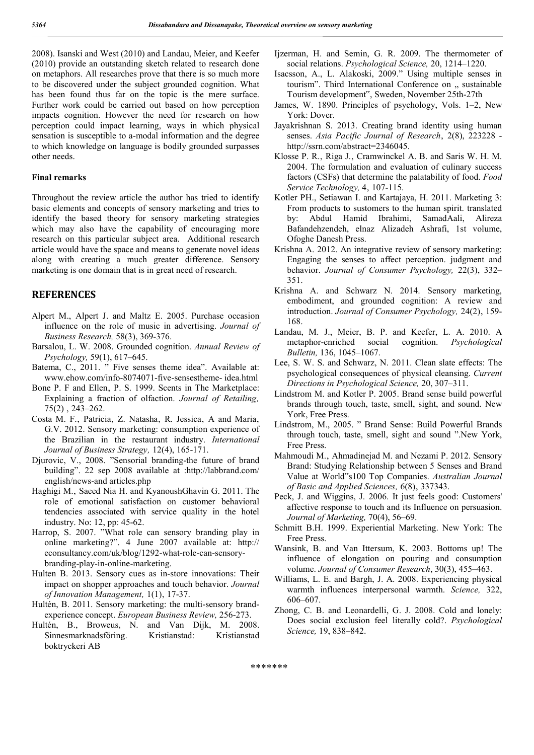2008). Isanski and West (2010) and Landau, Meier, and Keefer (2010) provide an outstanding sketch related to research done on metaphors. All researches prove that there is so much more to be discovered under the subject grounded cognition. What has been found thus far on the topic is the mere surface. Further work could be carried out based on how perception impacts cognition. However the need for research on how perception could impact learning, ways in which physical sensation is susceptible to a-modal information and the degree to which knowledge on language is bodily grounded surpasses other needs.

### Final remarks

Throughout the review article the author has tried to identify basic elements and concepts of sensory marketing and tries to identify the based theory for sensory marketing strategies which may also have the capability of encouraging more research on this particular subject area. Additional research article would have the space and means to generate novel ideas along with creating a much greater difference. Sensory marketing is one domain that is in great need of research.

## REFERENCES

- Alpert M., Alpert J. and Maltz E. 2005. Purchase occasion influence on the role of music in advertising. *Journal of Business Research,* 58(3), 369-376.
- Barsalou, L. W. 2008. Grounded cognition. *Annual Review of Psychology,* 59(1), 617–645.
- Batema, C., 2011. " Five senses theme idea". Available at: www.ehow.com/info-8074071-five-sensestheme- idea.html
- Bone P. F and Ellen, P. S. 1999. Scents in The Marketplace: Explaining a fraction of olfaction. *Journal of Retailing,* 75(2) , 243–262.
- Costa M. F., Patricia, Z. Natasha, R. Jessica, A and Maria, G.V. 2012. Sensory marketing: consumption experience of the Brazilian in the restaurant industry. *International Journal of Business Strategy,* 12(4), 165-171.
- Djurovic, V., 2008. "Sensorial branding-the future of brand building". 22 sep 2008 available at :http://labbrand.com/ english/news-and articles.php
- Haghigi M., Saeed Nia H. and KyanoushGhavin G. 2011. The role of emotional satisfaction on customer behavioral tendencies associated with service quality in the hotel industry. No: 12, pp: 45-62.
- Harrop, S. 2007. "What role can sensory branding play in online marketing?". 4 June 2007 available at: http:// econsultancy.com/uk/blog/1292-what-role-can-sensory-branding-play-in-online-marketing.
- Hulten B. 2013. Sensory cues as in-store innovations: Their impact on shopper approaches and touch behavior. *Journal of Innovation Management,* 1(1), 17-37.
- Hultén, B. 2011. Sensory marketing: the multi-sensory brand-experience concept. *European Business Review,* 256-273.
- Hultén, B., Broweus, N. and Van Dijk, M. 2008. Sinnesmarknadsföring. Kristianstad: Kristianstad boktryckeri AB
- Ijzerman, H. and Semin, G. R. 2009. The thermometer of social relations. *Psychological Science,* 20, 1214–1220.
- Isacsson, A., L. Alakoski, 2009." Using multiple senses in tourism". Third International Conference on „ sustainable Tourism development", Sweden, November 25th-27th
- James, W. 1890. Principles of psychology, Vols. 1–2, New York: Dover.
- Jayakrishnan S. 2013. Creating brand identity using human senses. *Asia Pacific Journal of Research*, 2(8), 223228 - http://ssrn.com/abstract=2346045.
- Klosse P. R., Riga J., Cramwinckel A. B. and Saris W. H. M. 2004. The formulation and evaluation of culinary success factors (CSFs) that determine the palatability of food. *Food Service Technology,* 4, 107-115.
- Kotler PH., Setiawan I. and Kartajaya, H. 2011. Marketing 3: From products to customers to the human spirit. translated by: Abdul Hamid Ibrahimi, SamadAali, Alireza Bafandehzendeh, elnaz Alizadeh Ashrafi, 1st volume, Ofoghe Danesh Press.
- Krishna A. 2012. An integrative review of sensory marketing: Engaging the senses to affect perception. judgment and behavior. *Journal of Consumer Psychology,* 22(3), 332–351.
- Krishna A. and Schwarz N. 2014. Sensory marketing, embodiment, and grounded cognition: A review and introduction. *Journal of Consumer Psychology,* 24(2), 159-168.
- Landau, M. J., Meier, B. P. and Keefer, L. A. 2010. A metaphor-enriched social cognition. *Psychological Bulletin,* 136, 1045–1067.
- Lee, S. W. S. and Schwarz, N. 2011. Clean slate effects: The psychological consequences of physical cleansing. *Current Directions in Psychological Science,* 20, 307–311.
- Lindstrom M. and Kotler P. 2005. Brand sense build powerful brands through touch, taste, smell, sight, and sound. New York, Free Press.
- Lindstrom, M., 2005. " Brand Sense: Build Powerful Brands through touch, taste, smell, sight and sound ".New York, Free Press.
- Mahmoudi M., Ahmadinejad M. and Nezami P. 2012. Sensory Brand: Studying Relationship between 5 Senses and Brand Value at World"s100 Top Companies. *Australian Journal of Basic and Applied Sciences,* 6(8), 337343.
- Peck, J. and Wiggins, J. 2006. It just feels good: Customers' affective response to touch and its Influence on persuasion. *Journal of Marketing,* 70(4), 56–69.
- Schmitt B.H. 1999. Experiential Marketing. New York: The Free Press.
- Wansink, B. and Van Ittersum, K. 2003. Bottoms up! The influence of elongation on pouring and consumption volume. *Journal of Consumer Research*, 30(3), 455–463.
- Williams, L. E. and Bargh, J. A. 2008. Experiencing physical warmth influences interpersonal warmth. *Science,* 322, 606–607.
- Zhong, C. B. and Leonardelli, G. J. 2008. Cold and lonely: Does social exclusion feel literally cold?. *Psychological Science,* 19, 838–842.

*******